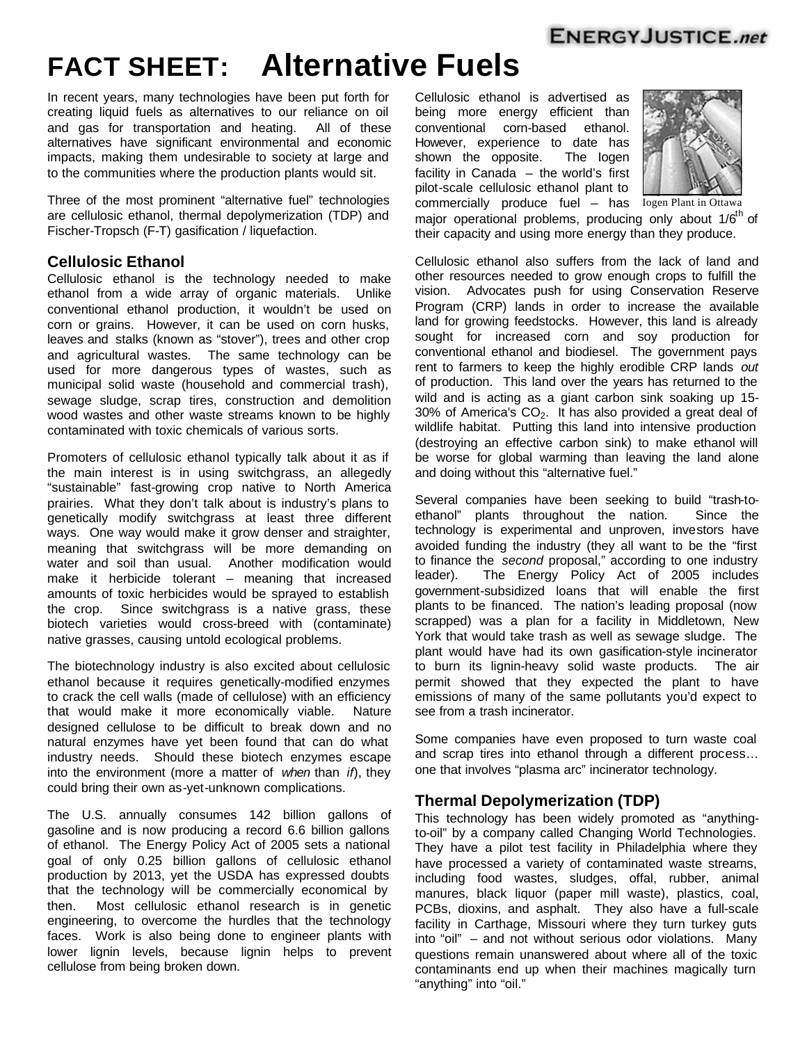# FACT SHEET: Alternative Fuels

In recent years, many technologies have been put forth for creating liquid fuels as alternatives to our reliance on oil and gas for transportation and heating. All of these alternatives have significant environmental and economic impacts, making them undesirable to society at large and to the communities where the production plants would sit.

Three of the most prominent "alternative fuel" technologies are cellulosic ethanol, thermal depolymerization (TDP) and Fischer-Tropsch (F-T) gasification / liquefaction.

## Cellulosic Ethanol

Cellulosic ethanol is the technology needed to make ethanol from a wide array of organic materials. Unlike conventional ethanol production, it wouldn't be used on corn or grains. However, it can be used on corn husks, leaves and stalks (known as "stover"), trees and other crop and agricultural wastes. The same technology can be used for more dangerous types of wastes, such as municipal solid waste (household and commercial trash), sewage sludge, scrap tires, construction and demolition wood wastes and other waste streams known to be highly contaminated with toxic chemicals of various sorts.

Promoters of cellulosic ethanol typically talk about it as if the main interest is in using switchgrass, an allegedly "sustainable" fast-growing crop native to North America prairies. What they don't talk about is industry's plans to genetically modify switchgrass at least three different ways. One way would make it grow denser and straighter, meaning that switchgrass will be more demanding on water and soil than usual. Another modification would make it herbicide tolerant – meaning that increased amounts of toxic herbicides would be sprayed to establish the crop. Since switchgrass is a native grass, these biotech varieties would cross-breed with (contaminate) native grasses, causing untold ecological problems.

The biotechnology industry is also excited about cellulosic ethanol because it requires genetically-modified enzymes to crack the cell walls (made of cellulose) with an efficiency that would make it more economically viable. Nature designed cellulose to be difficult to break down and no natural enzymes have yet been found that can do what industry needs. Should these biotech enzymes escape into the environment (more a matter of *when* than *if*), they could bring their own as-yet-unknown complications.

The U.S. annually consumes 142 billion gallons of gasoline and is now producing a record 6.6 billion gallons of ethanol. The Energy Policy Act of 2005 sets a national goal of only 0.25 billion gallons of cellulosic ethanol production by 2013, yet the USDA has expressed doubts that the technology will be commercially economical by then. Most cellulosic ethanol research is in genetic engineering, to overcome the hurdles that the technology faces. Work is also being done to engineer plants with lower lignin levels, because lignin helps to prevent cellulose from being broken down.

Cellulosic ethanol is advertised as being more energy efficient than conventional corn-based ethanol. However, experience to date has shown the opposite. The Iogen facility in Canada – the world's first pilot-scale cellulosic ethanol plant to commercially produce fuel – has major operational problems, producing only about 1/6th of their capacity and using more energy than they produce.

Iogen Plant in Ottawa

Cellulosic ethanol also suffers from the lack of land and other resources needed to grow enough crops to fulfill the vision. Advocates push for using Conservation Reserve Program (CRP) lands in order to increase the available land for growing feedstocks. However, this land is already sought for increased corn and soy production for conventional ethanol and biodiesel. The government pays rent to farmers to keep the highly erodible CRP lands *out* of production. This land over the years has returned to the wild and is acting as a giant carbon sink soaking up 15-30% of America's $CO_2$. It has also provided a great deal of wildlife habitat. Putting this land into intensive production (destroying an effective carbon sink) to make ethanol will be worse for global warming than leaving the land alone and doing without this "alternative fuel."

Several companies have been seeking to build "trash-to-ethanol" plants throughout the nation. Since the technology is experimental and unproven, investors have avoided funding the industry (they all want to be the "first to finance the *second* proposal," according to one industry leader). The Energy Policy Act of 2005 includes government-subsidized loans that will enable the first plants to be financed. The nation's leading proposal (now scrapped) was a plan for a facility in Middletown, New York that would take trash as well as sewage sludge. The plant would have had its own gasification-style incinerator to burn its lignin-heavy solid waste products. The air permit showed that they expected the plant to have emissions of many of the same pollutants you'd expect to see from a trash incinerator.

Some companies have even proposed to turn waste coal and scrap tires into ethanol through a different process… one that involves "plasma arc" incinerator technology.

## Thermal Depolymerization (TDP)

This technology has been widely promoted as "anything-to-oil" by a company called Changing World Technologies. They have a pilot test facility in Philadelphia where they have processed a variety of contaminated waste streams, including food wastes, sludges, offal, rubber, animal manures, black liquor (paper mill waste), plastics, coal, PCBs, dioxins, and asphalt. They also have a full-scale facility in Carthage, Missouri where they turn turkey guts into "oil" – and not without serious odor violations. Many questions remain unanswered about where all of the toxic contaminants end up when their machines magically turn "anything" into "oil."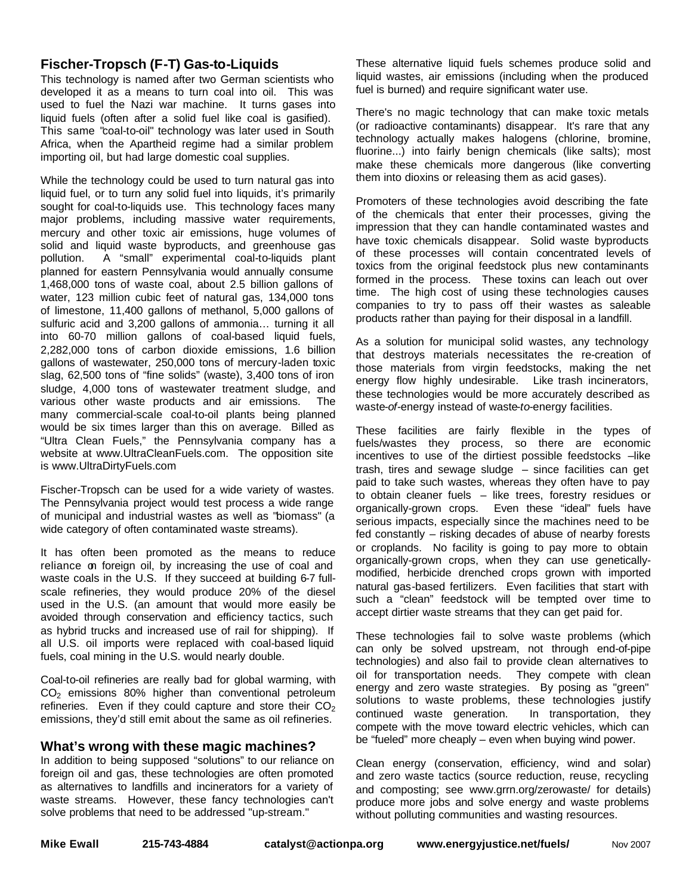## Fischer-Tropsch (F-T) Gas-to-Liquids

This technology is named after two German scientists who developed it as a means to turn coal into oil. This was used to fuel the Nazi war machine. It turns gases into liquid fuels (often after a solid fuel like coal is gasified). This same "coal-to-oil" technology was later used in South Africa, when the Apartheid regime had a similar problem importing oil, but had large domestic coal supplies.

While the technology could be used to turn natural gas into liquid fuel, or to turn any solid fuel into liquids, it's primarily sought for coal-to-liquids use. This technology faces many major problems, including massive water requirements, mercury and other toxic air emissions, huge volumes of solid and liquid waste byproducts, and greenhouse gas pollution. A "small" experimental coal-to-liquids plant planned for eastern Pennsylvania would annually consume 1,468,000 tons of waste coal, about 2.5 billion gallons of water, 123 million cubic feet of natural gas, 134,000 tons of limestone, 11,400 gallons of methanol, 5,000 gallons of sulfuric acid and 3,200 gallons of ammonia… turning it all into 60-70 million gallons of coal-based liquid fuels, 2,282,000 tons of carbon dioxide emissions, 1.6 billion gallons of wastewater, 250,000 tons of mercury-laden toxic slag, 62,500 tons of "fine solids" (waste), 3,400 tons of iron sludge, 4,000 tons of wastewater treatment sludge, and various other waste products and air emissions. The many commercial-scale coal-to-oil plants being planned would be six times larger than this on average. Billed as "Ultra Clean Fuels," the Pennsylvania company has a website at www.UltraCleanFuels.com. The opposition site is www.UltraDirtyFuels.com

Fischer-Tropsch can be used for a wide variety of wastes. The Pennsylvania project would test process a wide range of municipal and industrial wastes as well as "biomass" (a wide category of often contaminated waste streams).

It has often been promoted as the means to reduce reliance on foreign oil, by increasing the use of coal and waste coals in the U.S. If they succeed at building 6-7 full-scale refineries, they would produce 20% of the diesel used in the U.S. (an amount that would more easily be avoided through conservation and efficiency tactics, such as hybrid trucks and increased use of rail for shipping). If all U.S. oil imports were replaced with coal-based liquid fuels, coal mining in the U.S. would nearly double.

Coal-to-oil refineries are really bad for global warming, with $CO_2$ emissions 80% higher than conventional petroleum refineries. Even if they could capture and store their $CO_2$ emissions, they'd still emit about the same as oil refineries.

## What's wrong with these magic machines?

In addition to being supposed "solutions" to our reliance on foreign oil and gas, these technologies are often promoted as alternatives to landfills and incinerators for a variety of waste streams. However, these fancy technologies can't solve problems that need to be addressed "up-stream."

These alternative liquid fuels schemes produce solid and liquid wastes, air emissions (including when the produced fuel is burned) and require significant water use.

There's no magic technology that can make toxic metals (or radioactive contaminants) disappear. It's rare that any technology actually makes halogens (chlorine, bromine, fluorine...) into fairly benign chemicals (like salts); most make these chemicals more dangerous (like converting them into dioxins or releasing them as acid gases).

Promoters of these technologies avoid describing the fate of the chemicals that enter their processes, giving the impression that they can handle contaminated wastes and have toxic chemicals disappear. Solid waste byproducts of these processes will contain concentrated levels of toxics from the original feedstock plus new contaminants formed in the process. These toxins can leach out over time. The high cost of using these technologies causes companies to try to pass off their wastes as saleable products rather than paying for their disposal in a landfill.

As a solution for municipal solid wastes, any technology that destroys materials necessitates the re-creation of those materials from virgin feedstocks, making the net energy flow highly undesirable. Like trash incinerators, these technologies would be more accurately described as waste-*of*-energy instead of waste-*to*-energy facilities.

These facilities are fairly flexible in the types of fuels/wastes they process, so there are economic incentives to use of the dirtiest possible feedstocks –like trash, tires and sewage sludge – since facilities can get paid to take such wastes, whereas they often have to pay to obtain cleaner fuels – like trees, forestry residues or organically-grown crops. Even these "ideal" fuels have serious impacts, especially since the machines need to be fed constantly – risking decades of abuse of nearby forests or croplands. No facility is going to pay more to obtain organically-grown crops, when they can use genetically-modified, herbicide drenched crops grown with imported natural gas-based fertilizers. Even facilities that start with such a "clean" feedstock will be tempted over time to accept dirtier waste streams that they can get paid for.

These technologies fail to solve waste problems (which can only be solved upstream, not through end-of-pipe technologies) and also fail to provide clean alternatives to oil for transportation needs. They compete with clean energy and zero waste strategies. By posing as "green" solutions to waste problems, these technologies justify continued waste generation. In transportation, they compete with the move toward electric vehicles, which can be "fueled" more cheaply – even when buying wind power.

Clean energy (conservation, efficiency, wind and solar) and zero waste tactics (source reduction, reuse, recycling and composting; see www.grrn.org/zerowaste/ for details) produce more jobs and solve energy and waste problems without polluting communities and wasting resources.

**Mike Ewall** **215-743-4884** **catalyst@actionpa.org** **www.energyjustice.net/fuels/** Nov 2007